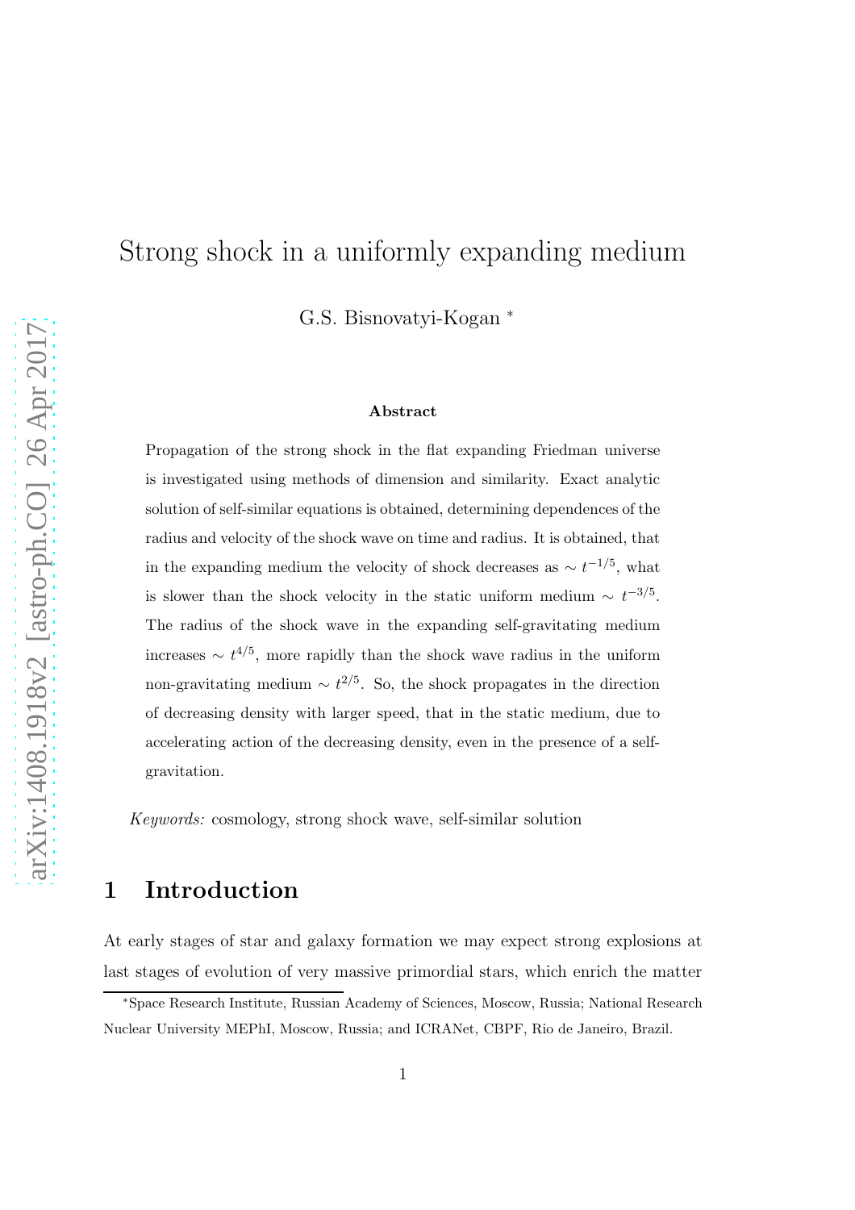# Strong shock in a uniformly expanding medium

G.S. Bisnovatyi-Kogan [*]

### Abstract

Propagation of the strong shock in the flat expanding Friedman universe is investigated using methods of dimension and similarity. Exact analytic solution of self-similar equations is obtained, determining dependences of the radius and velocity of the shock wave on time and radius. It is obtained, that in the expanding medium the velocity of shock decreases as $\sim t^{-1/5}$, what is slower than the shock velocity in the static uniform medium $\sim t^{-3/5}$. The radius of the shock wave in the expanding self-gravitating medium increases $\sim t^{4/5}$, more rapidly than the shock wave radius in the uniform non-gravitating medium $\sim t^{2/5}$. So, the shock propagates in the direction of decreasing density with larger speed, that in the static medium, due to accelerating action of the decreasing density, even in the presence of a self-gravitation.

*Keywords:* cosmology, strong shock wave, self-similar solution

## 1 Introduction

At early stages of star and galaxy formation we may expect strong explosions at last stages of evolution of very massive primordial stars, which enrich the matter

[*] Space Research Institute, Russian Academy of Sciences, Moscow, Russia; National Research Nuclear University MEPhI, Moscow, Russia; and ICRANet, CBPF, Rio de Janeiro, Brazil.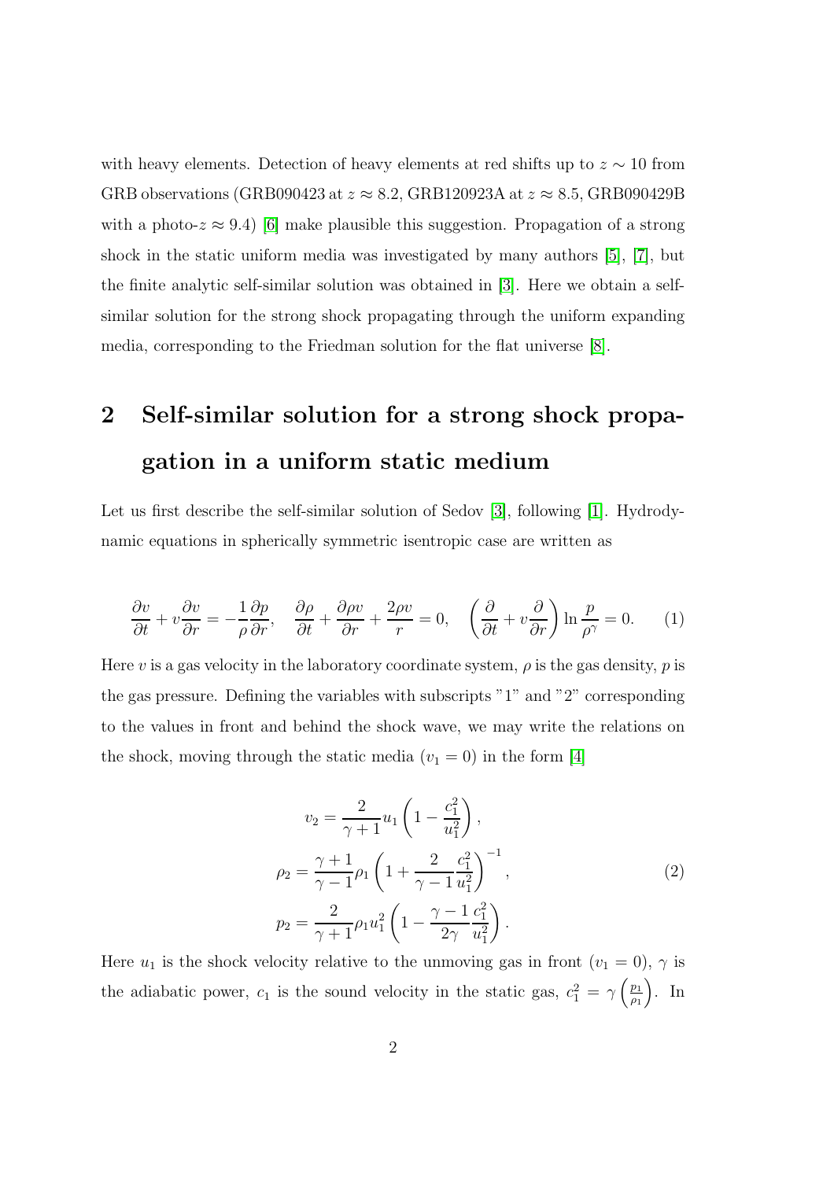with heavy elements. Detection of heavy elements at red shifts up to $z \sim 10$ from GRB observations (GRB090423 at $z \approx 8.2$, GRB120923A at $z \approx 8.5$, GRB090429B with a photo-$z \approx 9.4$) [6] make plausible this suggestion. Propagation of a strong shock in the static uniform media was investigated by many authors [5], [7], but the finite analytic self-similar solution was obtained in [3]. Here we obtain a self-similar solution for the strong shock propagating through the uniform expanding media, corresponding to the Friedman solution for the flat universe [8].

## 2 Self-similar solution for a strong shock propagation in a uniform static medium

Let us first describe the self-similar solution of Sedov [3], following [1]. Hydrodynamic equations in spherically symmetric isentropic case are written as

$$\frac{\partial v}{\partial t} + v\frac{\partial v}{\partial r} = -\frac{1}{\rho}\frac{\partial p}{\partial r}, \quad \frac{\partial \rho}{\partial t} + \frac{\partial \rho v}{\partial r} + \frac{2\rho v}{r} = 0, \quad \left(\frac{\partial}{\partial t} + v\frac{\partial}{\partial r}\right)\ln\frac{p}{\rho^{\gamma}} = 0. \tag{1}$$

Here $v$ is a gas velocity in the laboratory coordinate system, $\rho$ is the gas density, $p$ is the gas pressure. Defining the variables with subscripts "1" and "2" corresponding to the values in front and behind the shock wave, we may write the relations on the shock, moving through the static media ($v_1 = 0$) in the form [4]

$$\begin{aligned}
v_2 &= \frac{2}{\gamma+1}u_1\left(1 - \frac{c_1^2}{u_1^2}\right), \\
\rho_2 &= \frac{\gamma+1}{\gamma-1}\rho_1\left(1 + \frac{2}{\gamma-1}\frac{c_1^2}{u_1^2}\right)^{-1}, \\
p_2 &= \frac{2}{\gamma+1}\rho_1 u_1^2\left(1 - \frac{\gamma-1}{2\gamma}\frac{c_1^2}{u_1^2}\right).
\end{aligned} \tag{2}$$

Here $u_1$ is the shock velocity relative to the unmoving gas in front ($v_1 = 0$), $\gamma$ is the adiabatic power, $c_1$ is the sound velocity in the static gas, $c_1^2 = \gamma\left(\frac{p_1}{\rho_1}\right)$. In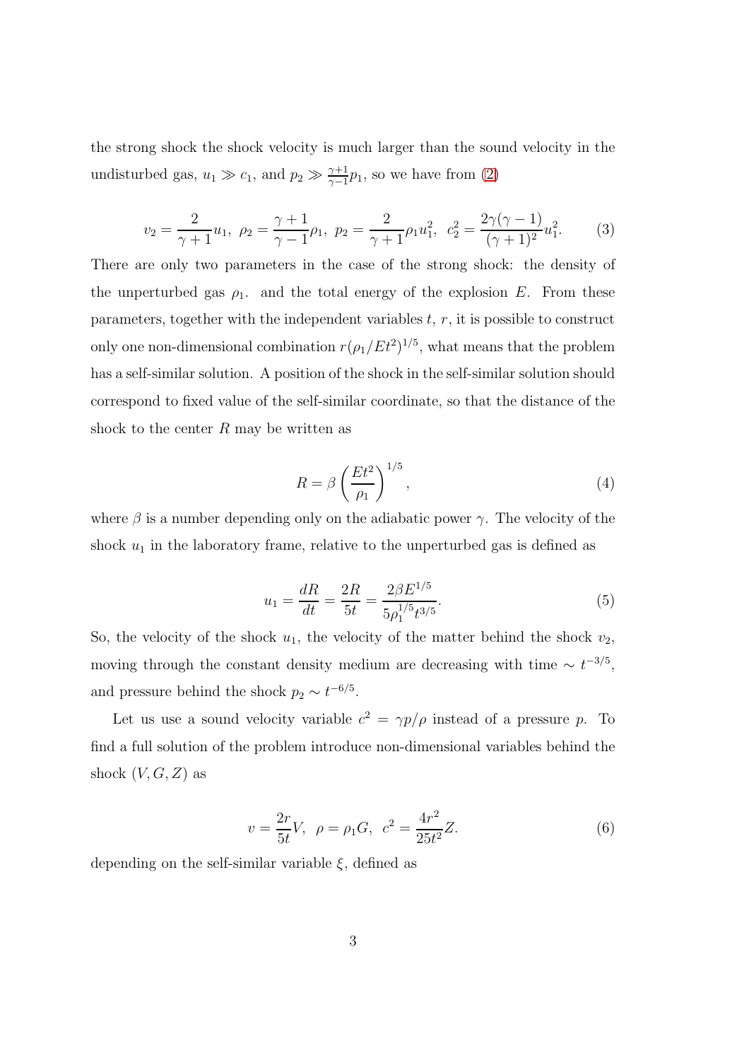the strong shock the shock velocity is much larger than the sound velocity in the undisturbed gas, $u_1 \gg c_1$, and $p_2 \gg \frac{\gamma+1}{\gamma-1}p_1$, so we have from (2)

$$v_2 = \frac{2}{\gamma+1}u_1,\ \rho_2 = \frac{\gamma+1}{\gamma-1}\rho_1,\ p_2 = \frac{2}{\gamma+1}\rho_1 u_1^2,\ c_2^2 = \frac{2\gamma(\gamma-1)}{(\gamma+1)^2}u_1^2. \tag{3}$$

There are only two parameters in the case of the strong shock: the density of the unperturbed gas $\rho_1$. and the total energy of the explosion $E$. From these parameters, together with the independent variables $t$, $r$, it is possible to construct only one non-dimensional combination $r(\rho_1/Et^2)^{1/5}$, what means that the problem has a self-similar solution. A position of the shock in the self-similar solution should correspond to fixed value of the self-similar coordinate, so that the distance of the shock to the center $R$ may be written as

$$R = \beta\left(\frac{Et^2}{\rho_1}\right)^{1/5}, \tag{4}$$

where $\beta$ is a number depending only on the adiabatic power $\gamma$. The velocity of the shock $u_1$ in the laboratory frame, relative to the unperturbed gas is defined as

$$u_1 = \frac{dR}{dt} = \frac{2R}{5t} = \frac{2\beta E^{1/5}}{5\rho_1^{1/5}t^{3/5}}. \tag{5}$$

So, the velocity of the shock $u_1$, the velocity of the matter behind the shock $v_2$, moving through the constant density medium are decreasing with time $\sim t^{-3/5}$, and pressure behind the shock $p_2 \sim t^{-6/5}$.

Let us use a sound velocity variable $c^2 = \gamma p/\rho$ instead of a pressure $p$. To find a full solution of the problem introduce non-dimensional variables behind the shock $(V, G, Z)$ as

$$v = \frac{2r}{5t}V,\ \ \rho = \rho_1 G,\ \ c^2 = \frac{4r^2}{25t^2}Z. \tag{6}$$

depending on the self-similar variable $\xi$, defined as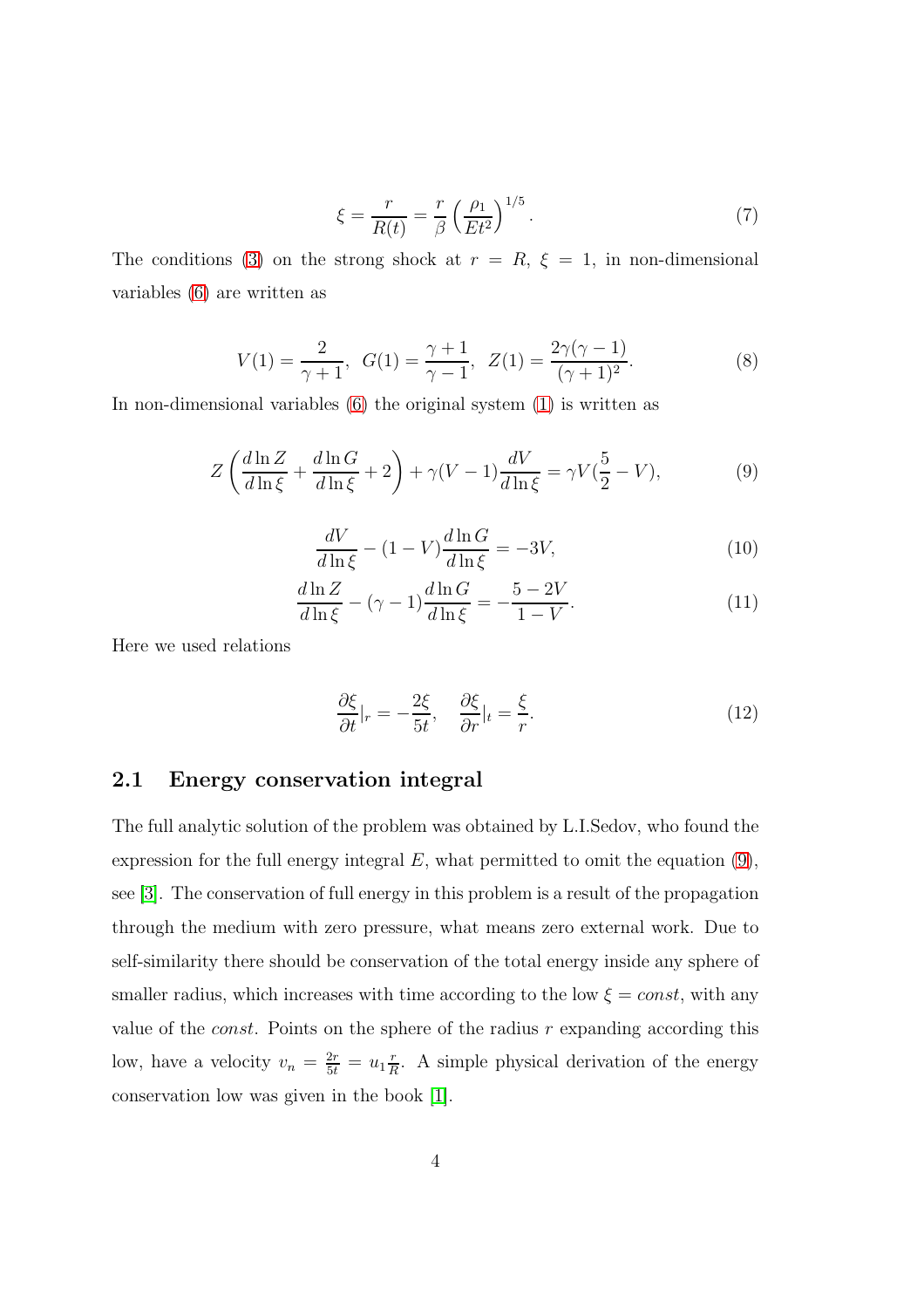$$
\xi = \frac{r}{R(t)} = \frac{r}{\beta}\left(\frac{\rho_1}{Et^2}\right)^{1/5}. \tag{7}
$$

The conditions (3) on the strong shock at $r = R$, $\xi = 1$, in non-dimensional variables (6) are written as

$$
V(1) = \frac{2}{\gamma+1},\;\; G(1) = \frac{\gamma+1}{\gamma-1},\;\; Z(1) = \frac{2\gamma(\gamma-1)}{(\gamma+1)^2}. \tag{8}
$$

In non-dimensional variables (6) the original system (1) is written as

$$
Z\left(\frac{d\ln Z}{d\ln\xi} + \frac{d\ln G}{d\ln\xi} + 2\right) + \gamma(V-1)\frac{dV}{d\ln\xi} = \gamma V(\frac{5}{2} - V), \tag{9}
$$

$$
\frac{dV}{d\ln\xi} - (1-V)\frac{d\ln G}{d\ln\xi} = -3V, \tag{10}
$$

$$
\frac{d\ln Z}{d\ln\xi} - (\gamma-1)\frac{d\ln G}{d\ln\xi} = -\frac{5-2V}{1-V}. \tag{11}
$$

Here we used relations

$$
\frac{\partial\xi}{\partial t}|_r = -\frac{2\xi}{5t}, \quad \frac{\partial\xi}{\partial r}|_t = \frac{\xi}{r}. \tag{12}
$$

### 2.1 Energy conservation integral

The full analytic solution of the problem was obtained by L.I.Sedov, who found the expression for the full energy integral $E$, what permitted to omit the equation (9), see [3]. The conservation of full energy in this problem is a result of the propagation through the medium with zero pressure, what means zero external work. Due to self-similarity there should be conservation of the total energy inside any sphere of smaller radius, which increases with time according to the low $\xi = const$, with any value of the *const*. Points on the sphere of the radius $r$ expanding according this low, have a velocity $v_n = \frac{2r}{5t} = u_1\frac{r}{R}$. A simple physical derivation of the energy conservation low was given in the book [1].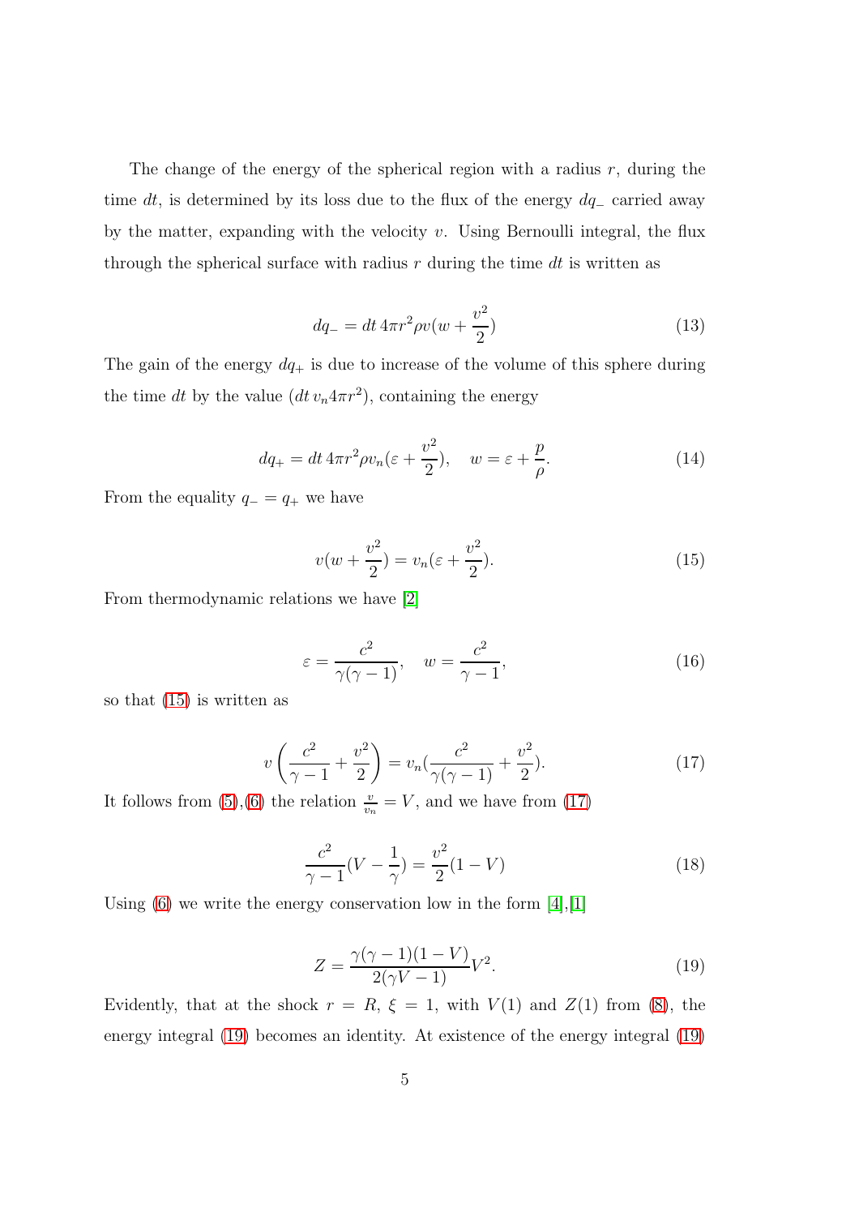The change of the energy of the spherical region with a radius $r$, during the time $dt$, is determined by its loss due to the flux of the energy $dq_-$ carried away by the matter, expanding with the velocity $v$. Using Bernoulli integral, the flux through the spherical surface with radius $r$ during the time $dt$ is written as

$$dq_- = dt\, 4\pi r^2 \rho v (w + \frac{v^2}{2}) \tag{13}$$

The gain of the energy $dq_+$ is due to increase of the volume of this sphere during the time $dt$ by the value $(dt\, v_n 4\pi r^2)$, containing the energy

$$dq_+ = dt\, 4\pi r^2 \rho v_n (\varepsilon + \frac{v^2}{2}), \quad w = \varepsilon + \frac{p}{\rho}. \tag{14}$$

From the equality $q_- = q_+$ we have

$$v(w + \frac{v^2}{2}) = v_n(\varepsilon + \frac{v^2}{2}). \tag{15}$$

From thermodynamic relations we have [2]

$$\varepsilon = \frac{c^2}{\gamma(\gamma-1)}, \quad w = \frac{c^2}{\gamma-1}, \tag{16}$$

so that (15) is written as

$$v\left(\frac{c^2}{\gamma-1} + \frac{v^2}{2}\right) = v_n(\frac{c^2}{\gamma(\gamma-1)} + \frac{v^2}{2}). \tag{17}$$

It follows from (5),(6) the relation $\frac{v}{v_n} = V$, and we have from (17)

$$\frac{c^2}{\gamma-1}(V - \frac{1}{\gamma}) = \frac{v^2}{2}(1-V) \tag{18}$$

Using (6) we write the energy conservation low in the form [4],[1]

$$Z = \frac{\gamma(\gamma-1)(1-V)}{2(\gamma V - 1)} V^2. \tag{19}$$

Evidently, that at the shock $r = R$, $\xi = 1$, with $V(1)$ and $Z(1)$ from (8), the energy integral (19) becomes an identity. At existence of the energy integral (19)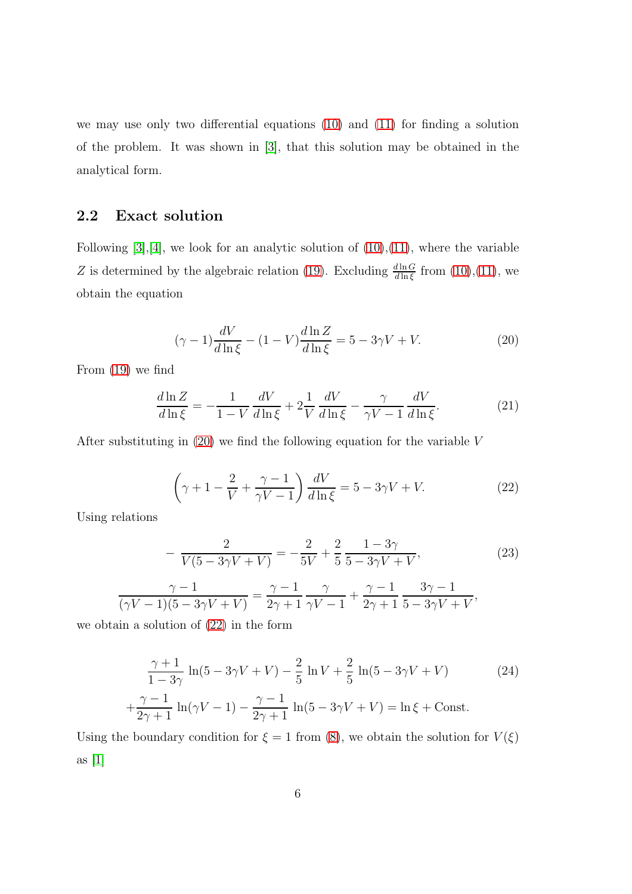we may use only two differential equations (10) and (11) for finding a solution of the problem. It was shown in [3], that this solution may be obtained in the analytical form.

## 2.2 Exact solution

Following [3],[4], we look for an analytic solution of (10),(11), where the variable $Z$ is determined by the algebraic relation (19). Excluding $\frac{d\ln G}{d\ln\xi}$ from (10),(11), we obtain the equation

$$(\gamma-1)\frac{dV}{d\ln\xi}-(1-V)\frac{d\ln Z}{d\ln\xi}=5-3\gamma V+V. \tag{20}$$

From (19) we find

$$\frac{d\ln Z}{d\ln\xi}=-\frac{1}{1-V}\,\frac{dV}{d\ln\xi}+2\frac{1}{V}\,\frac{dV}{d\ln\xi}-\frac{\gamma}{\gamma V-1}\,\frac{dV}{d\ln\xi}. \tag{21}$$

After substituting in (20) we find the following equation for the variable $V$

$$\left(\gamma+1-\frac{2}{V}+\frac{\gamma-1}{\gamma V-1}\right)\frac{dV}{d\ln\xi}=5-3\gamma V+V. \tag{22}$$

Using relations

$$-\;\frac{2}{V(5-3\gamma V+V)}=-\frac{2}{5V}+\frac{2}{5}\,\frac{1-3\gamma}{5-3\gamma V+V}, \tag{23}$$

$$\frac{\gamma-1}{(\gamma V-1)(5-3\gamma V+V)}=\frac{\gamma-1}{2\gamma+1}\,\frac{\gamma}{\gamma V-1}+\frac{\gamma-1}{2\gamma+1}\,\frac{3\gamma-1}{5-3\gamma V+V},$$

we obtain a solution of (22) in the form

$$\begin{aligned}&\frac{\gamma+1}{1-3\gamma}\,\ln(5-3\gamma V+V)-\frac{2}{5}\,\ln V+\frac{2}{5}\,\ln(5-3\gamma V+V)\\&+\frac{\gamma-1}{2\gamma+1}\,\ln(\gamma V-1)-\frac{\gamma-1}{2\gamma+1}\,\ln(5-3\gamma V+V)=\ln\xi+\text{Const}.\end{aligned} \tag{24}$$

Using the boundary condition for $\xi=1$ from (8), we obtain the solution for $V(\xi)$ as [1]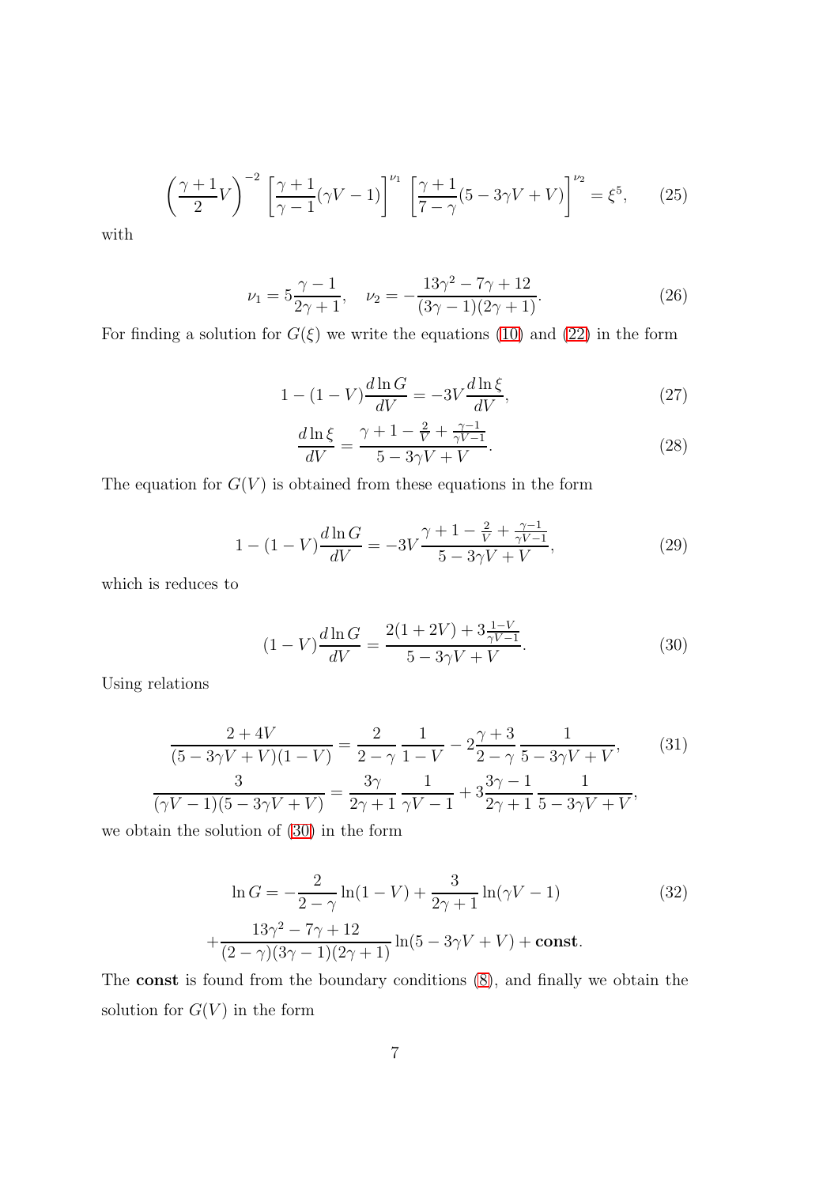$$\left(\frac{\gamma+1}{2}V\right)^{-2}\left[\frac{\gamma+1}{\gamma-1}(\gamma V-1)\right]^{\nu_1}\left[\frac{\gamma+1}{7-\gamma}(5-3\gamma V+V)\right]^{\nu_2}=\xi^5, \tag{25}$$

with

$$\nu_1=5\frac{\gamma-1}{2\gamma+1},\quad \nu_2=-\frac{13\gamma^2-7\gamma+12}{(3\gamma-1)(2\gamma+1)}. \tag{26}$$

For finding a solution for $G(\xi)$ we write the equations (10) and (22) in the form

$$1-(1-V)\frac{d\ln G}{dV}=-3V\frac{d\ln\xi}{dV}, \tag{27}$$

$$\frac{d\ln\xi}{dV}=\frac{\gamma+1-\frac{2}{V}+\frac{\gamma-1}{\gamma V-1}}{5-3\gamma V+V}. \tag{28}$$

The equation for $G(V)$ is obtained from these equations in the form

$$1-(1-V)\frac{d\ln G}{dV}=-3V\frac{\gamma+1-\frac{2}{V}+\frac{\gamma-1}{\gamma V-1}}{5-3\gamma V+V}, \tag{29}$$

which is reduces to

$$(1-V)\frac{d\ln G}{dV}=\frac{2(1+2V)+3\frac{1-V}{\gamma V-1}}{5-3\gamma V+V}. \tag{30}$$

Using relations

$$\frac{2+4V}{(5-3\gamma V+V)(1-V)}=\frac{2}{2-\gamma}\,\frac{1}{1-V}-2\frac{\gamma+3}{2-\gamma}\,\frac{1}{5-3\gamma V+V}, \tag{31}$$

$$\frac{3}{(\gamma V-1)(5-3\gamma V+V)}=\frac{3\gamma}{2\gamma+1}\,\frac{1}{\gamma V-1}+3\frac{3\gamma-1}{2\gamma+1}\,\frac{1}{5-3\gamma V+V},$$

we obtain the solution of (30) in the form

$$\ln G=-\frac{2}{2-\gamma}\ln(1-V)+\frac{3}{2\gamma+1}\ln(\gamma V-1) \tag{32}$$

$$+\frac{13\gamma^2-7\gamma+12}{(2-\gamma)(3\gamma-1)(2\gamma+1)}\ln(5-3\gamma V+V)+\mathbf{const}.$$

The **const** is found from the boundary conditions (8), and finally we obtain the solution for $G(V)$ in the form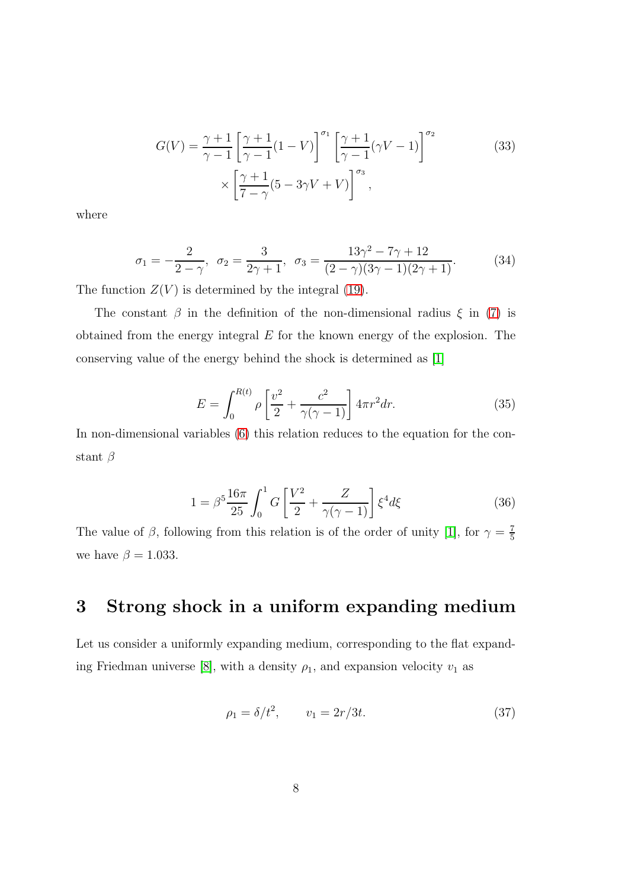$$G(V) = \frac{\gamma+1}{\gamma-1}\left[\frac{\gamma+1}{\gamma-1}(1-V)\right]^{\sigma_1}\left[\frac{\gamma+1}{\gamma-1}(\gamma V-1)\right]^{\sigma_2} \times \left[\frac{\gamma+1}{7-\gamma}(5-3\gamma V+V)\right]^{\sigma_3}, \tag{33}$$

where

$$\sigma_1 = -\frac{2}{2-\gamma},\ \ \sigma_2 = \frac{3}{2\gamma+1},\ \ \sigma_3 = \frac{13\gamma^2-7\gamma+12}{(2-\gamma)(3\gamma-1)(2\gamma+1)}. \tag{34}$$

The function $Z(V)$ is determined by the integral (19).

The constant $\beta$ in the definition of the non-dimensional radius $\xi$ in (7) is obtained from the energy integral $E$ for the known energy of the explosion. The conserving value of the energy behind the shock is determined as [1]

$$E = \int_0^{R(t)} \rho\left[\frac{v^2}{2}+\frac{c^2}{\gamma(\gamma-1)}\right]4\pi r^2 dr. \tag{35}$$

In non-dimensional variables (6) this relation reduces to the equation for the constant $\beta$

$$1 = \beta^5\frac{16\pi}{25}\int_0^1 G\left[\frac{V^2}{2}+\frac{Z}{\gamma(\gamma-1)}\right]\xi^4 d\xi \tag{36}$$

The value of $\beta$, following from this relation is of the order of unity [1], for $\gamma = \frac{7}{5}$ we have $\beta = 1.033$.

# 3 Strong shock in a uniform expanding medium

Let us consider a uniformly expanding medium, corresponding to the flat expanding Friedman universe [8], with a density $\rho_1$, and expansion velocity $v_1$ as

$$\rho_1 = \delta/t^2, \qquad v_1 = 2r/3t. \tag{37}$$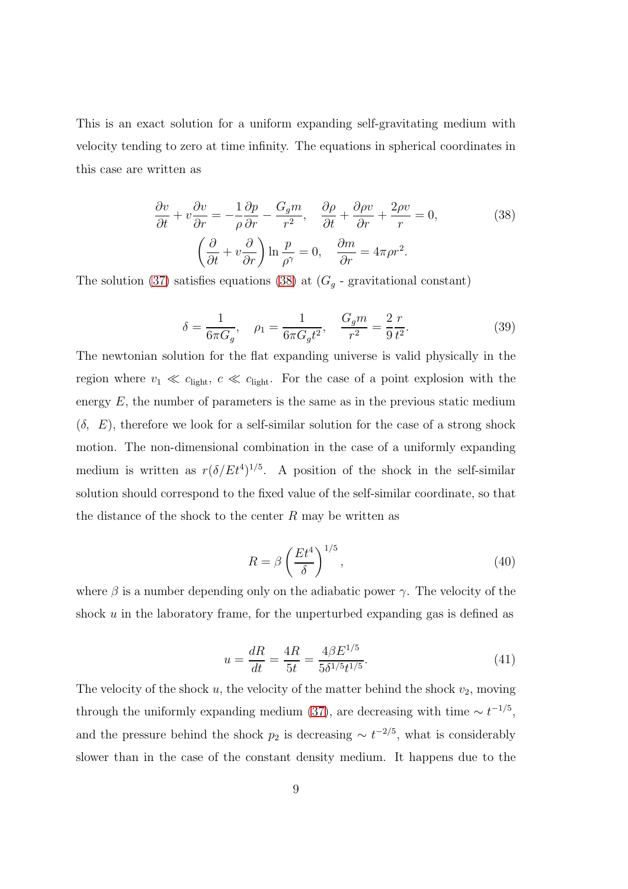This is an exact solution for a uniform expanding self-gravitating medium with velocity tending to zero at time infinity. The equations in spherical coordinates in this case are written as

$$
\frac{\partial v}{\partial t} + v\frac{\partial v}{\partial r} = -\frac{1}{\rho}\frac{\partial p}{\partial r} - \frac{G_g m}{r^2}, \quad \frac{\partial \rho}{\partial t} + \frac{\partial \rho v}{\partial r} + \frac{2\rho v}{r} = 0, \tag{38}
$$
$$
\left(\frac{\partial}{\partial t} + v\frac{\partial}{\partial r}\right)\ln\frac{p}{\rho^\gamma} = 0, \quad \frac{\partial m}{\partial r} = 4\pi\rho r^2.
$$

The solution (37) satisfies equations (38) at ($G_g$ - gravitational constant)

$$
\delta = \frac{1}{6\pi G_g}, \quad \rho_1 = \frac{1}{6\pi G_g t^2}, \quad \frac{G_g m}{r^2} = \frac{2}{9}\frac{r}{t^2}. \tag{39}
$$

The newtonian solution for the flat expanding universe is valid physically in the region where $v_1 \ll c_{\rm light}$, $c \ll c_{\rm light}$. For the case of a point explosion with the energy $E$, the number of parameters is the same as in the previous static medium ($\delta$, $E$), therefore we look for a self-similar solution for the case of a strong shock motion. The non-dimensional combination in the case of a uniformly expanding medium is written as $r(\delta/Et^4)^{1/5}$. A position of the shock in the self-similar solution should correspond to the fixed value of the self-similar coordinate, so that the distance of the shock to the center $R$ may be written as

$$
R = \beta\left(\frac{Et^4}{\delta}\right)^{1/5}, \tag{40}
$$

where $\beta$ is a number depending only on the adiabatic power $\gamma$. The velocity of the shock $u$ in the laboratory frame, for the unperturbed expanding gas is defined as

$$
u = \frac{dR}{dt} = \frac{4R}{5t} = \frac{4\beta E^{1/5}}{5\delta^{1/5}t^{1/5}}. \tag{41}
$$

The velocity of the shock $u$, the velocity of the matter behind the shock $v_2$, moving through the uniformly expanding medium (37), are decreasing with time $\sim t^{-1/5}$, and the pressure behind the shock $p_2$ is decreasing $\sim t^{-2/5}$, what is considerably slower than in the case of the constant density medium. It happens due to the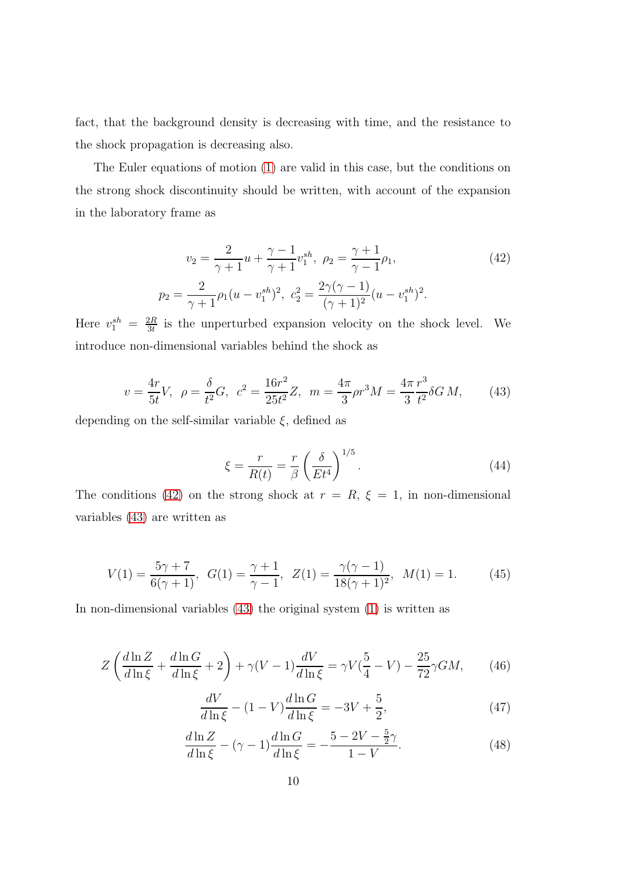fact, that the background density is decreasing with time, and the resistance to the shock propagation is decreasing also.

The Euler equations of motion (1) are valid in this case, but the conditions on the strong shock discontinuity should be written, with account of the expansion in the laboratory frame as

$$
v_2 = \frac{2}{\gamma+1}u + \frac{\gamma-1}{\gamma+1}v_1^{sh},\ \ \rho_2 = \frac{\gamma+1}{\gamma-1}\rho_1,
$$
$$
p_2 = \frac{2}{\gamma+1}\rho_1 (u - v_1^{sh})^2,\ \ c_2^2 = \frac{2\gamma(\gamma-1)}{(\gamma+1)^2}(u - v_1^{sh})^2. \tag{42}
$$

Here $v_1^{sh} = \frac{2R}{3t}$ is the unperturbed expansion velocity on the shock level. We introduce non-dimensional variables behind the shock as

$$
v = \frac{4r}{5t}V,\ \ \rho = \frac{\delta}{t^2}G,\ \ c^2 = \frac{16r^2}{25t^2}Z,\ \ m = \frac{4\pi}{3}\rho r^3 M = \frac{4\pi}{3}\frac{r^3}{t^2}\delta G\, M, \tag{43}
$$

depending on the self-similar variable $\xi$, defined as

$$
\xi = \frac{r}{R(t)} = \frac{r}{\beta}\left(\frac{\delta}{Et^4}\right)^{1/5}. \tag{44}
$$

The conditions (42) on the strong shock at $r = R$, $\xi = 1$, in non-dimensional variables (43) are written as

$$
V(1) = \frac{5\gamma+7}{6(\gamma+1)},\ \ G(1) = \frac{\gamma+1}{\gamma-1},\ \ Z(1) = \frac{\gamma(\gamma-1)}{18(\gamma+1)^2},\ \ M(1) = 1. \tag{45}
$$

In non-dimensional variables (43) the original system (1) is written as

$$
Z\left(\frac{d\ln Z}{d\ln\xi} + \frac{d\ln G}{d\ln\xi} + 2\right) + \gamma(V-1)\frac{dV}{d\ln\xi} = \gamma V\left(\frac{5}{4} - V\right) - \frac{25}{72}\gamma G M, \tag{46}
$$

$$
\frac{dV}{d\ln\xi} - (1-V)\frac{d\ln G}{d\ln\xi} = -3V + \frac{5}{2}, \tag{47}
$$

$$
\frac{d\ln Z}{d\ln\xi} - (\gamma-1)\frac{d\ln G}{d\ln\xi} = -\frac{5 - 2V - \frac{5}{2}\gamma}{1-V}. \tag{48}
$$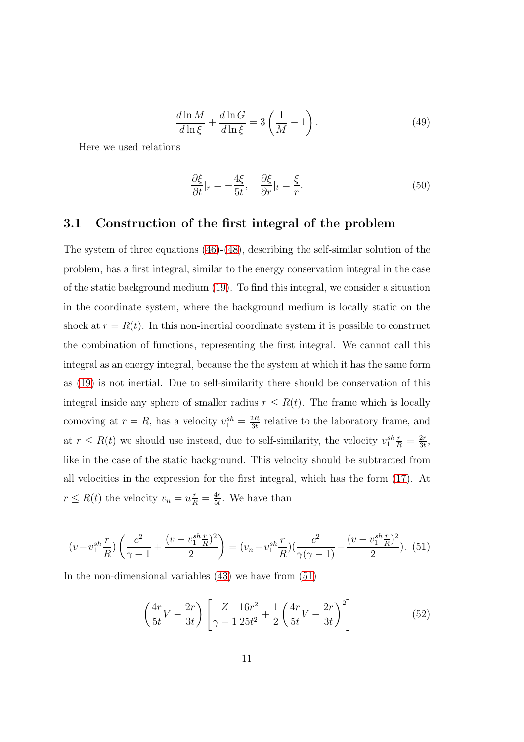$$\frac{d\ln M}{d\ln \xi}+\frac{d\ln G}{d\ln \xi}=3\left(\frac{1}{M}-1\right). \tag{49}$$

Here we used relations

$$\frac{\partial \xi}{\partial t}|_r=-\frac{4\xi}{5t}, \quad \frac{\partial \xi}{\partial r}|_t=\frac{\xi}{r}. \tag{50}$$

## 3.1 Construction of the first integral of the problem

The system of three equations (46)-(48), describing the self-similar solution of the problem, has a first integral, similar to the energy conservation integral in the case of the static background medium (19). To find this integral, we consider a situation in the coordinate system, where the background medium is locally static on the shock at $r=R(t)$. In this non-inertial coordinate system it is possible to construct the combination of functions, representing the first integral. We cannot call this integral as an energy integral, because the the system at which it has the same form as (19) is not inertial. Due to self-similarity there should be conservation of this integral inside any sphere of smaller radius $r\leq R(t)$. The frame which is locally comoving at $r=R$, has a velocity $v_1^{sh}=\frac{2R}{3t}$ relative to the laboratory frame, and at $r\leq R(t)$ we should use instead, due to self-similarity, the velocity $v_1^{sh}\frac{r}{R}=\frac{2r}{3t}$, like in the case of the static background. This velocity should be subtracted from all velocities in the expression for the first integral, which has the form (17). At $r\leq R(t)$ the velocity $v_n=u\frac{r}{R}=\frac{4r}{5t}$. We have than

$$(v-v_1^{sh}\frac{r}{R})\left(\frac{c^2}{\gamma-1}+\frac{(v-v_1^{sh}\frac{r}{R})^2}{2}\right)=(v_n-v_1^{sh}\frac{r}{R})(\frac{c^2}{\gamma(\gamma-1)}+\frac{(v-v_1^{sh}\frac{r}{R})^2}{2}). \tag{51}$$

In the non-dimensional variables (43) we have from (51)

$$\left(\frac{4r}{5t}V-\frac{2r}{3t}\right)\left[\frac{Z}{\gamma-1}\frac{16r^2}{25t^2}+\frac{1}{2}\left(\frac{4r}{5t}V-\frac{2r}{3t}\right)^2\right] \tag{52}$$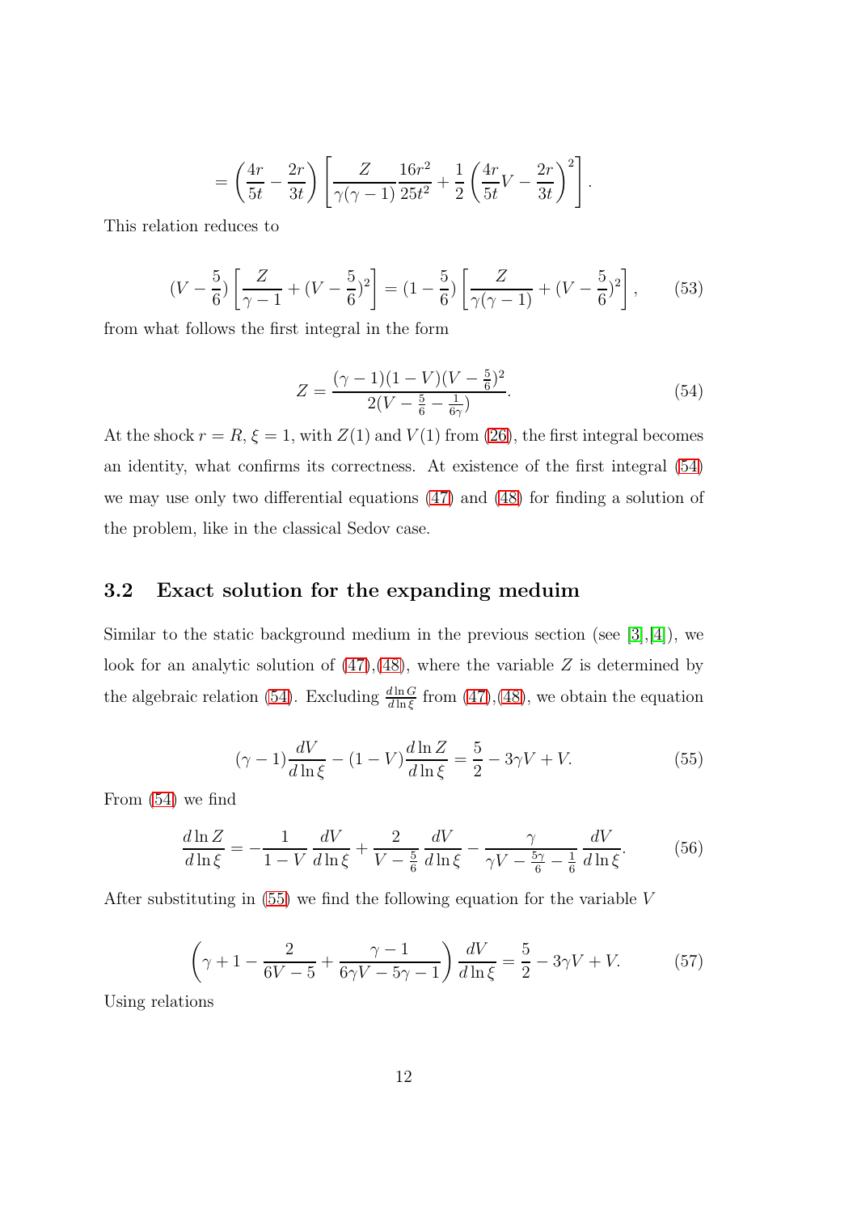$$= \left(\frac{4r}{5t} - \frac{2r}{3t}\right)\left[\frac{Z}{\gamma(\gamma-1)}\frac{16r^2}{25t^2} + \frac{1}{2}\left(\frac{4r}{5t}V - \frac{2r}{3t}\right)^2\right].$$

This relation reduces to

$$(V - \frac{5}{6})\left[\frac{Z}{\gamma - 1} + (V - \frac{5}{6})^2\right] = (1 - \frac{5}{6})\left[\frac{Z}{\gamma(\gamma-1)} + (V - \frac{5}{6})^2\right], \tag{53}$$

from what follows the first integral in the form

$$Z = \frac{(\gamma - 1)(1 - V)(V - \frac{5}{6})^2}{2(V - \frac{5}{6} - \frac{1}{6\gamma})}. \tag{54}$$

At the shock $r = R$, $\xi = 1$, with $Z(1)$ and $V(1)$ from (26), the first integral becomes an identity, what confirms its correctness. At existence of the first integral (54) we may use only two differential equations (47) and (48) for finding a solution of the problem, like in the classical Sedov case.

## 3.2 Exact solution for the expanding meduim

Similar to the static background medium in the previous section (see [3],[4]), we look for an analytic solution of (47),(48), where the variable $Z$ is determined by the algebraic relation (54). Excluding $\frac{d \ln G}{d \ln \xi}$ from (47),(48), we obtain the equation

$$(\gamma - 1)\frac{dV}{d \ln \xi} - (1 - V)\frac{d \ln Z}{d \ln \xi} = \frac{5}{2} - 3\gamma V + V. \tag{55}$$

From (54) we find

$$\frac{d \ln Z}{d \ln \xi} = -\frac{1}{1 - V}\frac{dV}{d \ln \xi} + \frac{2}{V - \frac{5}{6}}\frac{dV}{d \ln \xi} - \frac{\gamma}{\gamma V - \frac{5\gamma}{6} - \frac{1}{6}}\frac{dV}{d \ln \xi}. \tag{56}$$

After substituting in (55) we find the following equation for the variable $V$

$$\left(\gamma + 1 - \frac{2}{6V - 5} + \frac{\gamma - 1}{6\gamma V - 5\gamma - 1}\right)\frac{dV}{d \ln \xi} = \frac{5}{2} - 3\gamma V + V. \tag{57}$$

Using relations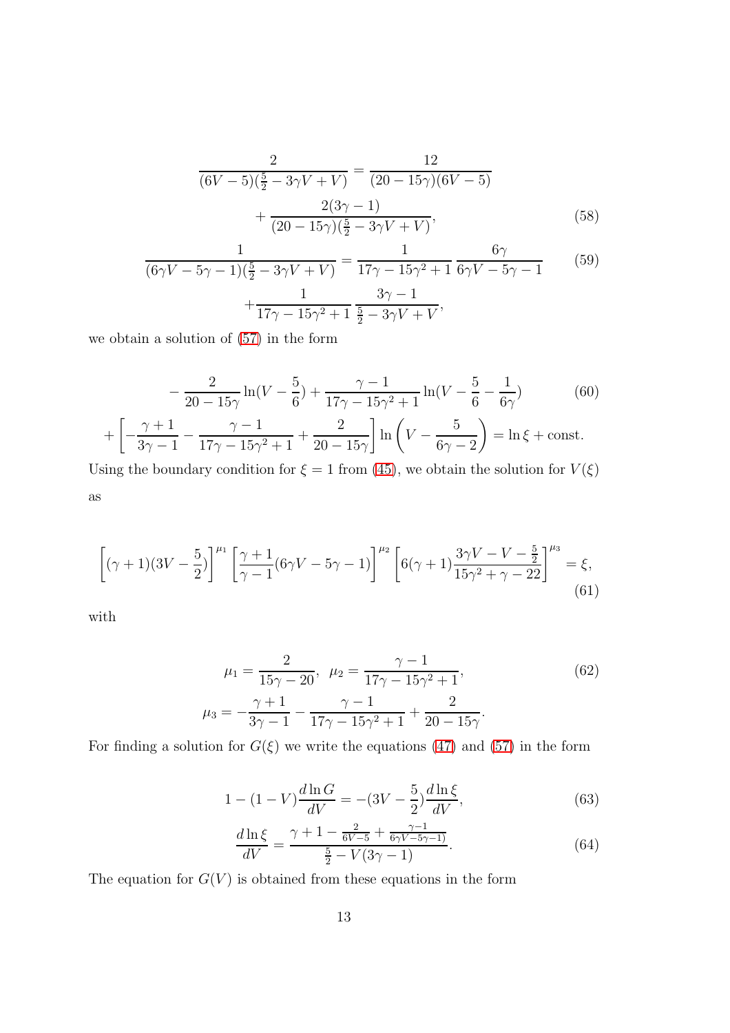$$\frac{2}{(6V-5)(\frac{5}{2}-3\gamma V+V)}=\frac{12}{(20-15\gamma)(6V-5)} + \frac{2(3\gamma-1)}{(20-15\gamma)(\frac{5}{2}-3\gamma V+V)}, \tag{58}$$

$$\frac{1}{(6\gamma V-5\gamma-1)(\frac{5}{2}-3\gamma V+V)}=\frac{1}{17\gamma-15\gamma^2+1}\,\frac{6\gamma}{6\gamma V-5\gamma-1} + \frac{1}{17\gamma-15\gamma^2+1}\,\frac{3\gamma-1}{\frac{5}{2}-3\gamma V+V}, \tag{59}$$

we obtain a solution of (57) in the form

$$-\frac{2}{20-15\gamma}\ln(V-\frac{5}{6})+\frac{\gamma-1}{17\gamma-15\gamma^2+1}\ln(V-\frac{5}{6}-\frac{1}{6\gamma}) + \left[-\frac{\gamma+1}{3\gamma-1}-\frac{\gamma-1}{17\gamma-15\gamma^2+1}+\frac{2}{20-15\gamma}\right]\ln\left(V-\frac{5}{6\gamma-2}\right)=\ln\xi+\text{const.} \tag{60}$$

Using the boundary condition for $\xi = 1$ from (45), we obtain the solution for $V(\xi)$ as

$$\left[(\gamma+1)(3V-\frac{5}{2})\right]^{\mu_1}\left[\frac{\gamma+1}{\gamma-1}(6\gamma V-5\gamma-1)\right]^{\mu_2}\left[6(\gamma+1)\frac{3\gamma V-V-\frac{5}{2}}{15\gamma^2+\gamma-22}\right]^{\mu_3}=\xi, \tag{61}$$

with

$$\mu_1=\frac{2}{15\gamma-20},\;\; \mu_2=\frac{\gamma-1}{17\gamma-15\gamma^2+1}, \qquad \mu_3=-\frac{\gamma+1}{3\gamma-1}-\frac{\gamma-1}{17\gamma-15\gamma^2+1}+\frac{2}{20-15\gamma}. \tag{62}$$

For finding a solution for $G(\xi)$ we write the equations (47) and (57) in the form

$$1-(1-V)\frac{d\ln G}{dV}=-(3V-\frac{5}{2})\frac{d\ln\xi}{dV}, \tag{63}$$

$$\frac{d\ln\xi}{dV}=\frac{\gamma+1-\frac{2}{6V-5}+\frac{\gamma-1}{6\gamma V-5\gamma-1)}}{\frac{5}{2}-V(3\gamma-1)}. \tag{64}$$

The equation for $G(V)$ is obtained from these equations in the form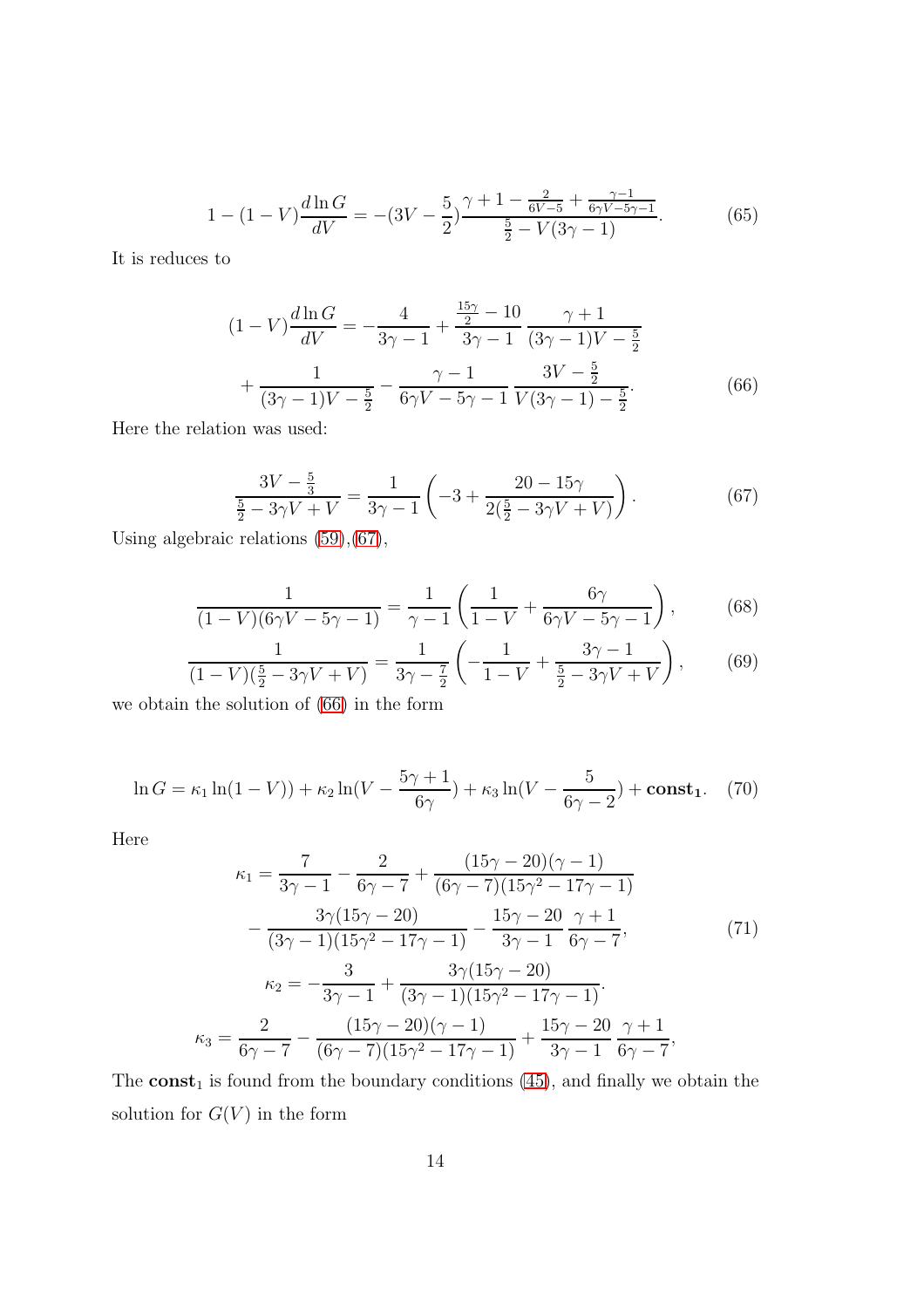$$1 - (1-V)\frac{d\ln G}{dV} = -(3V - \frac{5}{2})\frac{\gamma + 1 - \frac{2}{6V-5} + \frac{\gamma-1}{6\gamma V - 5\gamma - 1}}{\frac{5}{2} - V(3\gamma - 1)}. \tag{65}$$

It is reduces to

$$(1-V)\frac{d\ln G}{dV} = -\frac{4}{3\gamma-1} + \frac{\frac{15\gamma}{2} - 10}{3\gamma - 1}\,\frac{\gamma+1}{(3\gamma-1)V - \frac{5}{2}}$$
$$+ \frac{1}{(3\gamma-1)V - \frac{5}{2}} - \frac{\gamma-1}{6\gamma V - 5\gamma - 1}\,\frac{3V - \frac{5}{2}}{V(3\gamma-1) - \frac{5}{2}}. \tag{66}$$

Here the relation was used:

$$\frac{3V - \frac{5}{3}}{\frac{5}{2} - 3\gamma V + V} = \frac{1}{3\gamma - 1}\left(-3 + \frac{20 - 15\gamma}{2(\frac{5}{2} - 3\gamma V + V)}\right). \tag{67}$$

Using algebraic relations (59),(67),

$$\frac{1}{(1-V)(6\gamma V - 5\gamma - 1)} = \frac{1}{\gamma - 1}\left(\frac{1}{1-V} + \frac{6\gamma}{6\gamma V - 5\gamma - 1}\right), \tag{68}$$

$$\frac{1}{(1-V)(\frac{5}{2} - 3\gamma V + V)} = \frac{1}{3\gamma - \frac{7}{2}}\left(-\frac{1}{1-V} + \frac{3\gamma - 1}{\frac{5}{2} - 3\gamma V + V}\right), \tag{69}$$

we obtain the solution of (66) in the form

$$\ln G = \kappa_1 \ln(1-V)) + \kappa_2 \ln(V - \frac{5\gamma+1}{6\gamma}) + \kappa_3 \ln(V - \frac{5}{6\gamma - 2}) + \mathbf{const_1}. \tag{70}$$

Here

$$\kappa_1 = \frac{7}{3\gamma-1} - \frac{2}{6\gamma-7} + \frac{(15\gamma-20)(\gamma-1)}{(6\gamma-7)(15\gamma^2-17\gamma-1)}$$
$$- \frac{3\gamma(15\gamma-20)}{(3\gamma-1)(15\gamma^2-17\gamma-1)} - \frac{15\gamma-20}{3\gamma-1}\,\frac{\gamma+1}{6\gamma-7}, \tag{71}$$
$$\kappa_2 = -\frac{3}{3\gamma-1} + \frac{3\gamma(15\gamma-20)}{(3\gamma-1)(15\gamma^2-17\gamma-1)}.$$
$$\kappa_3 = \frac{2}{6\gamma-7} - \frac{(15\gamma-20)(\gamma-1)}{(6\gamma-7)(15\gamma^2-17\gamma-1)} + \frac{15\gamma-20}{3\gamma-1}\,\frac{\gamma+1}{6\gamma-7},$$

The $\mathbf{const}_1$ is found from the boundary conditions (45), and finally we obtain the solution for $G(V)$ in the form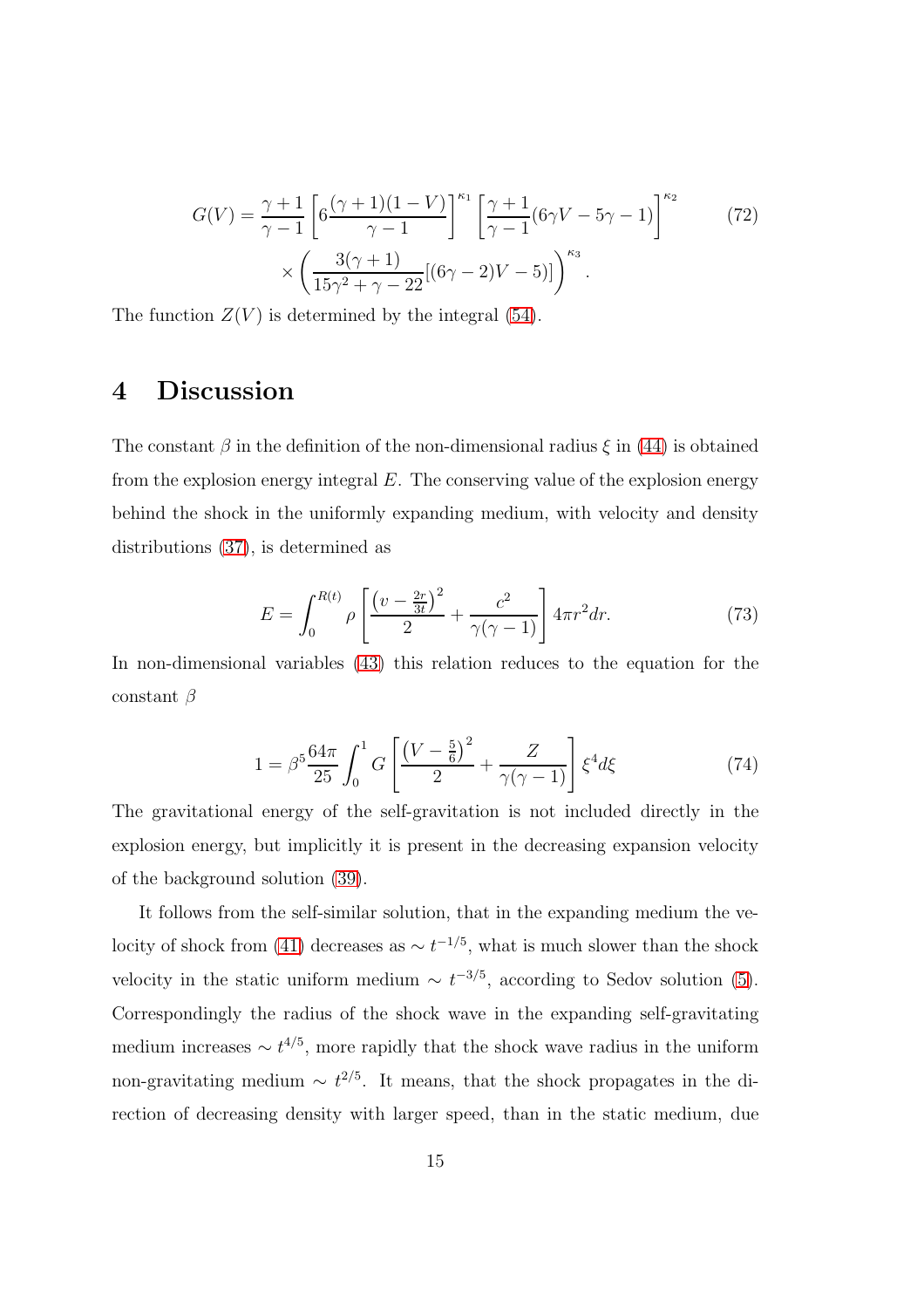$$G(V) = \frac{\gamma+1}{\gamma-1}\left[6\frac{(\gamma+1)(1-V)}{\gamma-1}\right]^{\kappa_1}\left[\frac{\gamma+1}{\gamma-1}(6\gamma V - 5\gamma - 1)\right]^{\kappa_2} \times \left(\frac{3(\gamma+1)}{15\gamma^2+\gamma-22}[(6\gamma-2)V-5)]\right)^{\kappa_3}. \tag{72}$$

The function $Z(V)$ is determined by the integral (54).

# 4 Discussion

The constant $\beta$ in the definition of the non-dimensional radius $\xi$ in (44) is obtained from the explosion energy integral $E$. The conserving value of the explosion energy behind the shock in the uniformly expanding medium, with velocity and density distributions (37), is determined as

$$E = \int_0^{R(t)} \rho \left[\frac{\left(v - \frac{2r}{3t}\right)^2}{2} + \frac{c^2}{\gamma(\gamma-1)}\right] 4\pi r^2 dr. \tag{73}$$

In non-dimensional variables (43) this relation reduces to the equation for the constant $\beta$

$$1 = \beta^5 \frac{64\pi}{25}\int_0^1 G\left[\frac{\left(V - \frac{5}{6}\right)^2}{2} + \frac{Z}{\gamma(\gamma-1)}\right]\xi^4 d\xi \tag{74}$$

The gravitational energy of the self-gravitation is not included directly in the explosion energy, but implicitly it is present in the decreasing expansion velocity of the background solution (39).

It follows from the self-similar solution, that in the expanding medium the velocity of shock from (41) decreases as $\sim t^{-1/5}$, what is much slower than the shock velocity in the static uniform medium $\sim t^{-3/5}$, according to Sedov solution (5). Correspondingly the radius of the shock wave in the expanding self-gravitating medium increases $\sim t^{4/5}$, more rapidly that the shock wave radius in the uniform non-gravitating medium $\sim t^{2/5}$. It means, that the shock propagates in the direction of decreasing density with larger speed, than in the static medium, due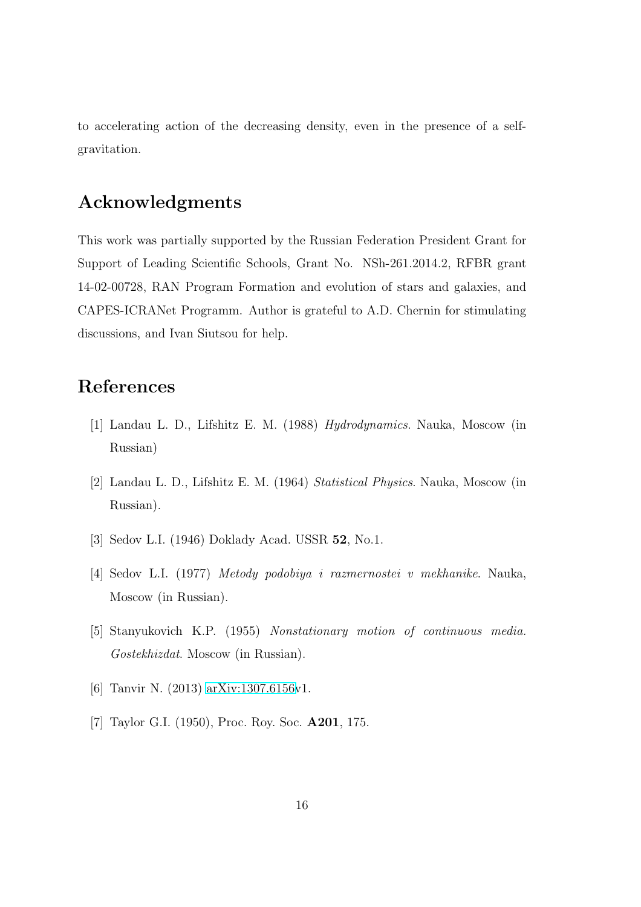to accelerating action of the decreasing density, even in the presence of a self-gravitation.

## Acknowledgments

This work was partially supported by the Russian Federation President Grant for Support of Leading Scientific Schools, Grant No. NSh-261.2014.2, RFBR grant 14-02-00728, RAN Program Formation and evolution of stars and galaxies, and CAPES-ICRANet Programm. Author is grateful to A.D. Chernin for stimulating discussions, and Ivan Siutsou for help.

## References

[1] Landau L. D., Lifshitz E. M. (1988) *Hydrodynamics*. Nauka, Moscow (in Russian)

[2] Landau L. D., Lifshitz E. M. (1964) *Statistical Physics*. Nauka, Moscow (in Russian).

[3] Sedov L.I. (1946) Doklady Acad. USSR **52**, No.1.

[4] Sedov L.I. (1977) *Metody podobiya i razmernostei v mekhanike*. Nauka, Moscow (in Russian).

[5] Stanyukovich K.P. (1955) *Nonstationary motion of continuous media. Gostekhizdat*. Moscow (in Russian).

[6] Tanvir N. (2013) arXiv:1307.6156v1.

[7] Taylor G.I. (1950), Proc. Roy. Soc. **A201**, 175.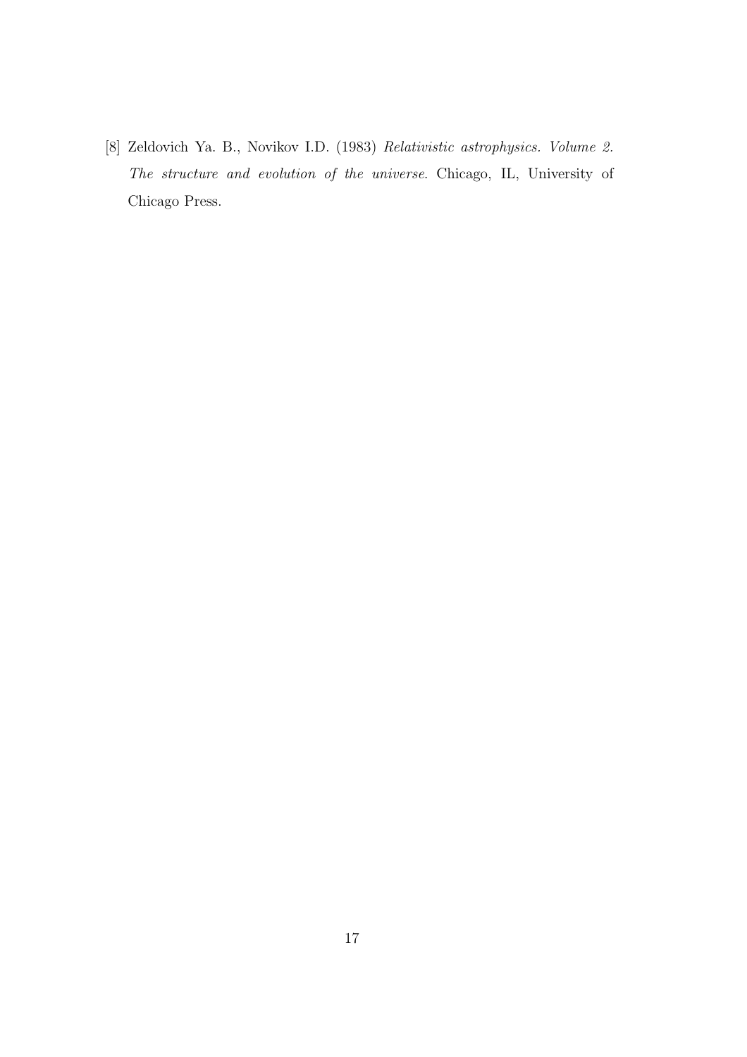[8] Zeldovich Ya. B., Novikov I.D. (1983) *Relativistic astrophysics. Volume 2. The structure and evolution of the universe*. Chicago, IL, University of Chicago Press.